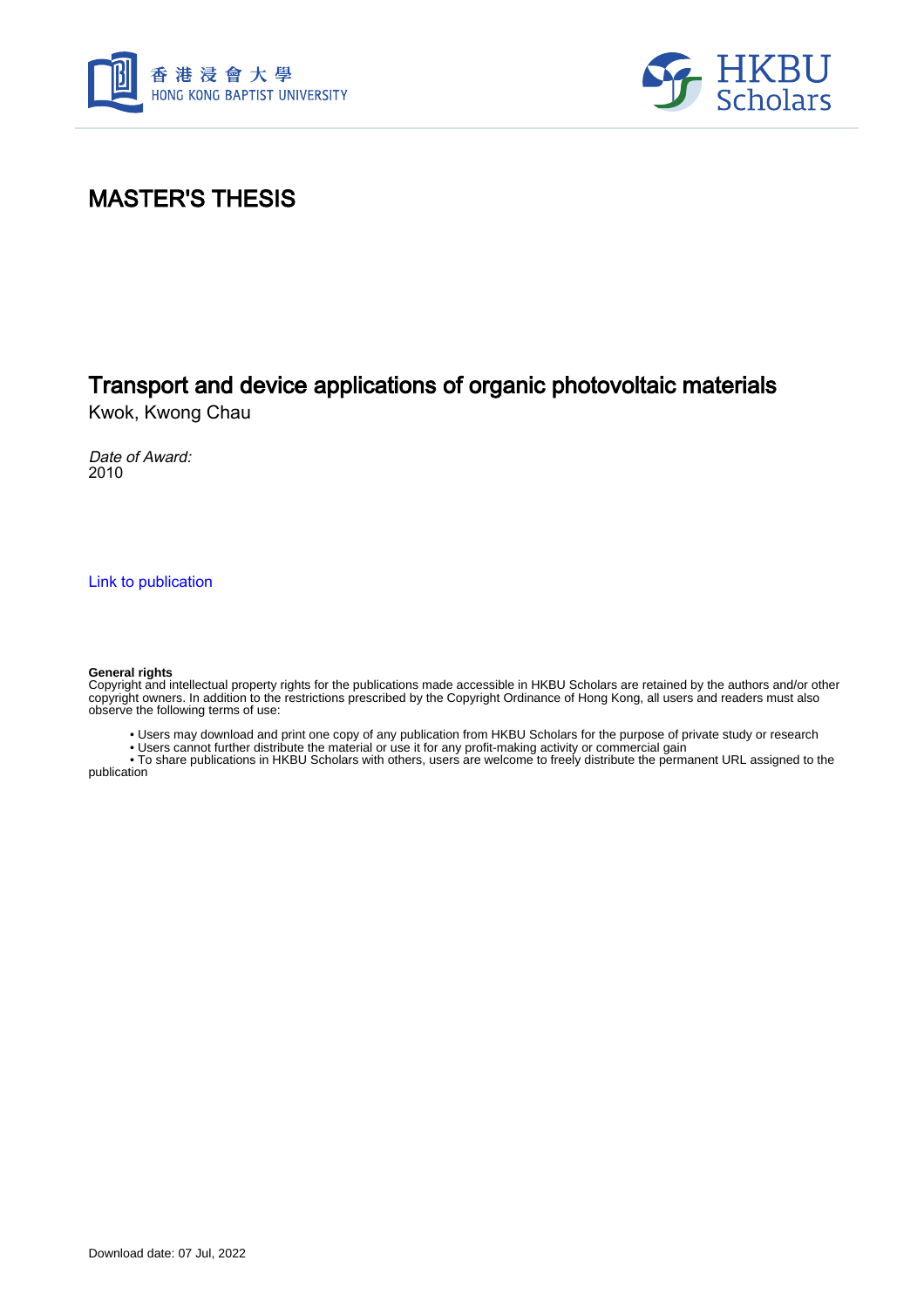# MASTER'S THESIS

## Transport and device applications of organic photovoltaic materials

Kwok, Kwong Chau

*Date of Award:*
2010

Link to publication

**General rights**
Copyright and intellectual property rights for the publications made accessible in HKBU Scholars are retained by the authors and/or other copyright owners. In addition to the restrictions prescribed by the Copyright Ordinance of Hong Kong, all users and readers must also observe the following terms of use:

- Users may download and print one copy of any publication from HKBU Scholars for the purpose of private study or research
- Users cannot further distribute the material or use it for any profit-making activity or commercial gain
- To share publications in HKBU Scholars with others, users are welcome to freely distribute the permanent URL assigned to the publication

Download date: 07 Jul, 2022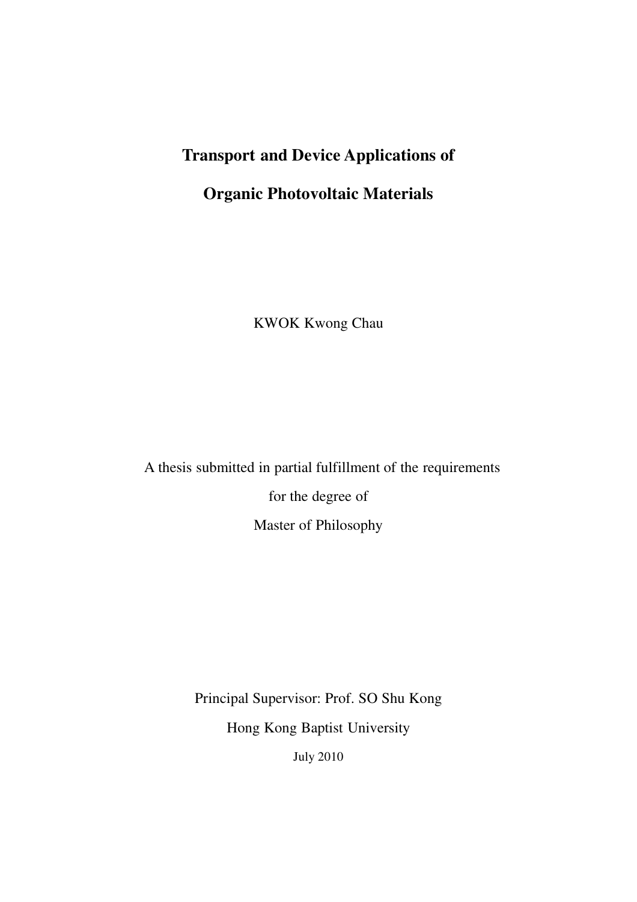# Transport and Device Applications of

# Organic Photovoltaic Materials

KWOK Kwong Chau

A thesis submitted in partial fulfillment of the requirements

for the degree of

Master of Philosophy

Principal Supervisor: Prof. SO Shu Kong

Hong Kong Baptist University

July 2010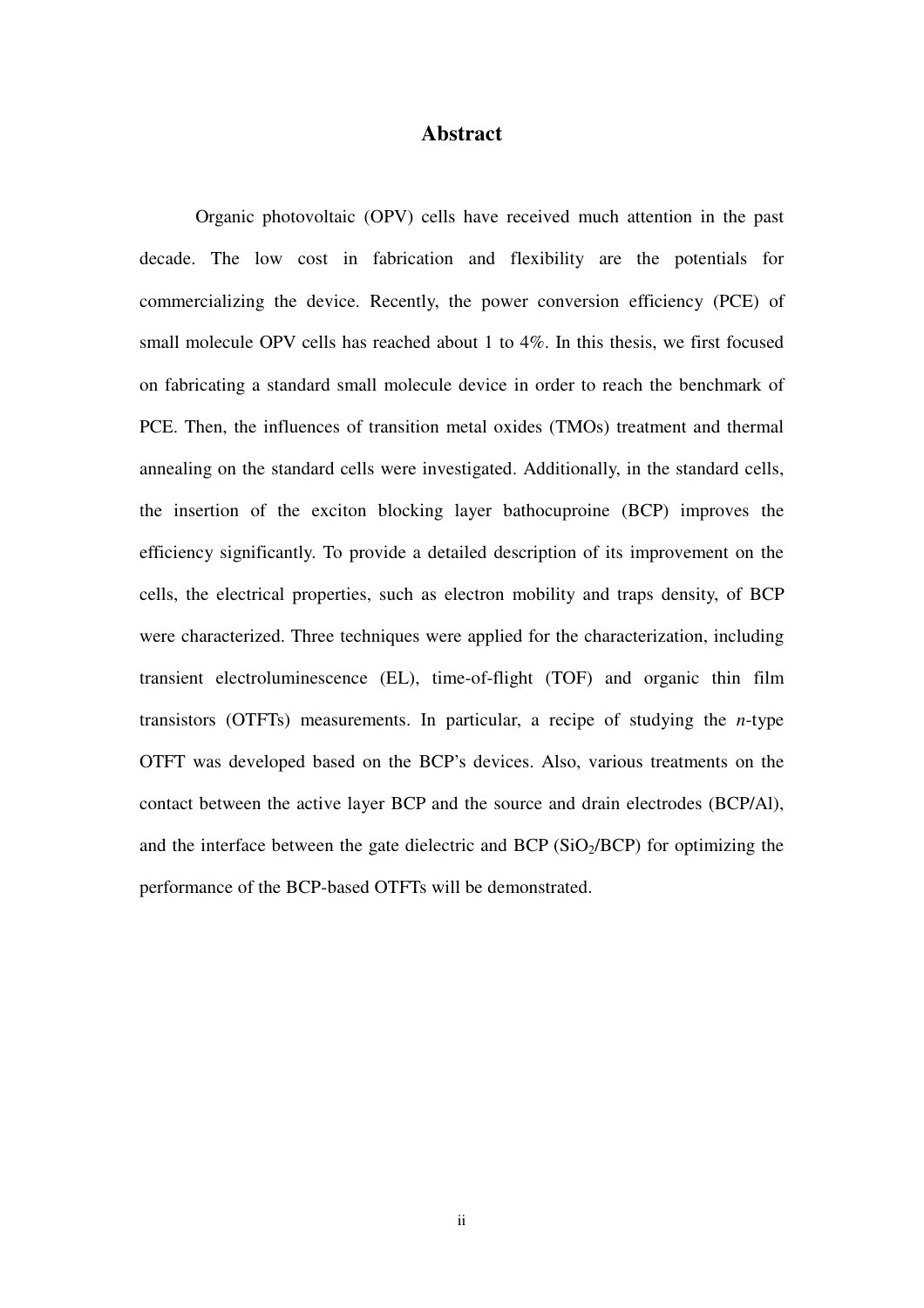# Abstract

Organic photovoltaic (OPV) cells have received much attention in the past decade. The low cost in fabrication and flexibility are the potentials for commercializing the device. Recently, the power conversion efficiency (PCE) of small molecule OPV cells has reached about 1 to 4%. In this thesis, we first focused on fabricating a standard small molecule device in order to reach the benchmark of PCE. Then, the influences of transition metal oxides (TMOs) treatment and thermal annealing on the standard cells were investigated. Additionally, in the standard cells, the insertion of the exciton blocking layer bathocuproine (BCP) improves the efficiency significantly. To provide a detailed description of its improvement on the cells, the electrical properties, such as electron mobility and traps density, of BCP were characterized. Three techniques were applied for the characterization, including transient electroluminescence (EL), time-of-flight (TOF) and organic thin film transistors (OTFTs) measurements. In particular, a recipe of studying the *n*-type OTFT was developed based on the BCP's devices. Also, various treatments on the contact between the active layer BCP and the source and drain electrodes (BCP/Al), and the interface between the gate dielectric and BCP ($SiO_2$/BCP) for optimizing the performance of the BCP-based OTFTs will be demonstrated.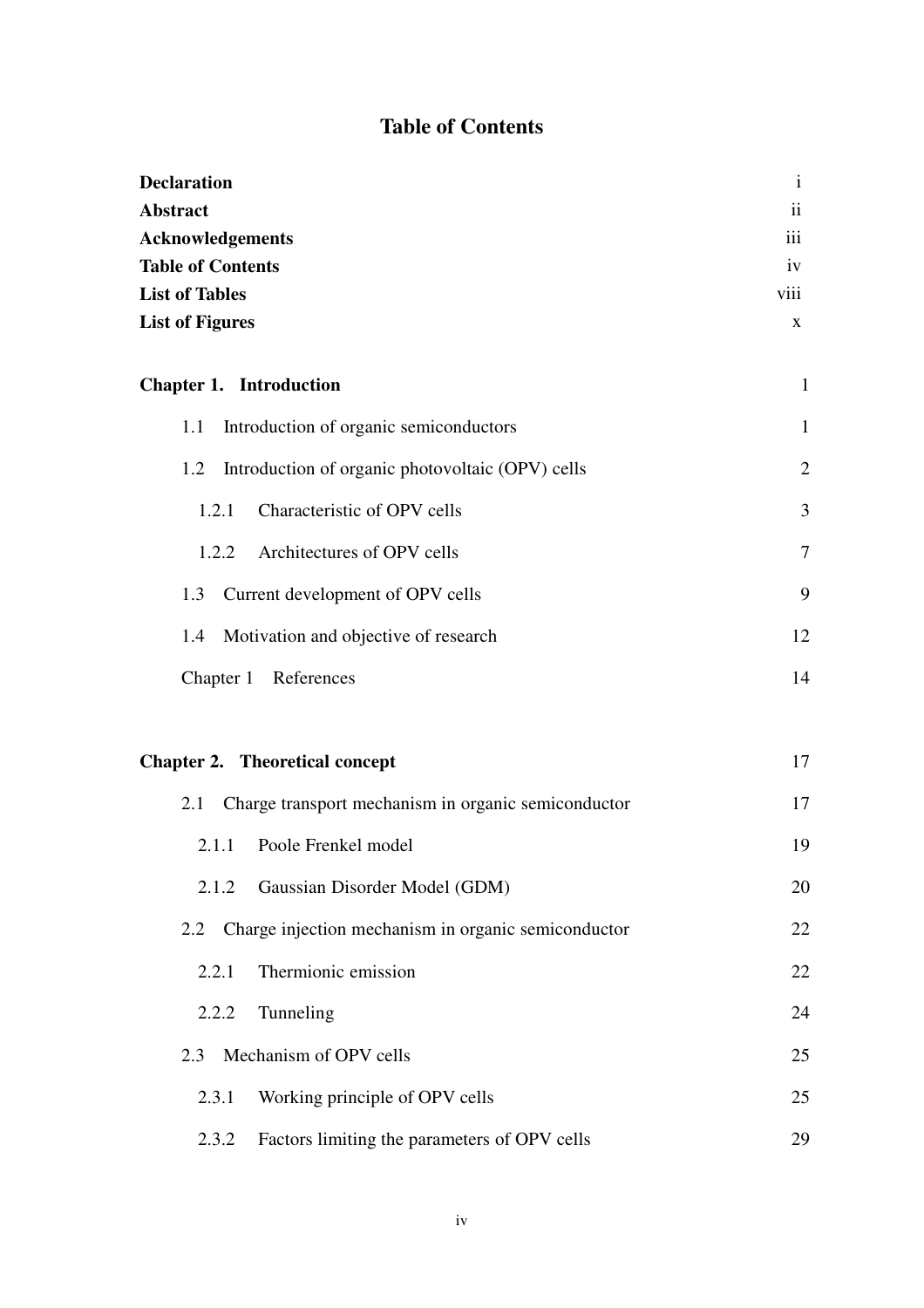# Table of Contents

| | |
|---|---|
| **Declaration** | i |
| **Abstract** | ii |
| **Acknowledgements** | iii |
| **Table of Contents** | iv |
| **List of Tables** | viii |
| **List of Figures** | x |
| | |
| **Chapter 1. Introduction** | 1 |
| 1.1 Introduction of organic semiconductors | 1 |
| 1.2 Introduction of organic photovoltaic (OPV) cells | 2 |
| 1.2.1 Characteristic of OPV cells | 3 |
| 1.2.2 Architectures of OPV cells | 7 |
| 1.3 Current development of OPV cells | 9 |
| 1.4 Motivation and objective of research | 12 |
| Chapter 1 References | 14 |
| | |
| **Chapter 2. Theoretical concept** | 17 |
| 2.1 Charge transport mechanism in organic semiconductor | 17 |
| 2.1.1 Poole Frenkel model | 19 |
| 2.1.2 Gaussian Disorder Model (GDM) | 20 |
| 2.2 Charge injection mechanism in organic semiconductor | 22 |
| 2.2.1 Thermionic emission | 22 |
| 2.2.2 Tunneling | 24 |
| 2.3 Mechanism of OPV cells | 25 |
| 2.3.1 Working principle of OPV cells | 25 |
| 2.3.2 Factors limiting the parameters of OPV cells | 29 |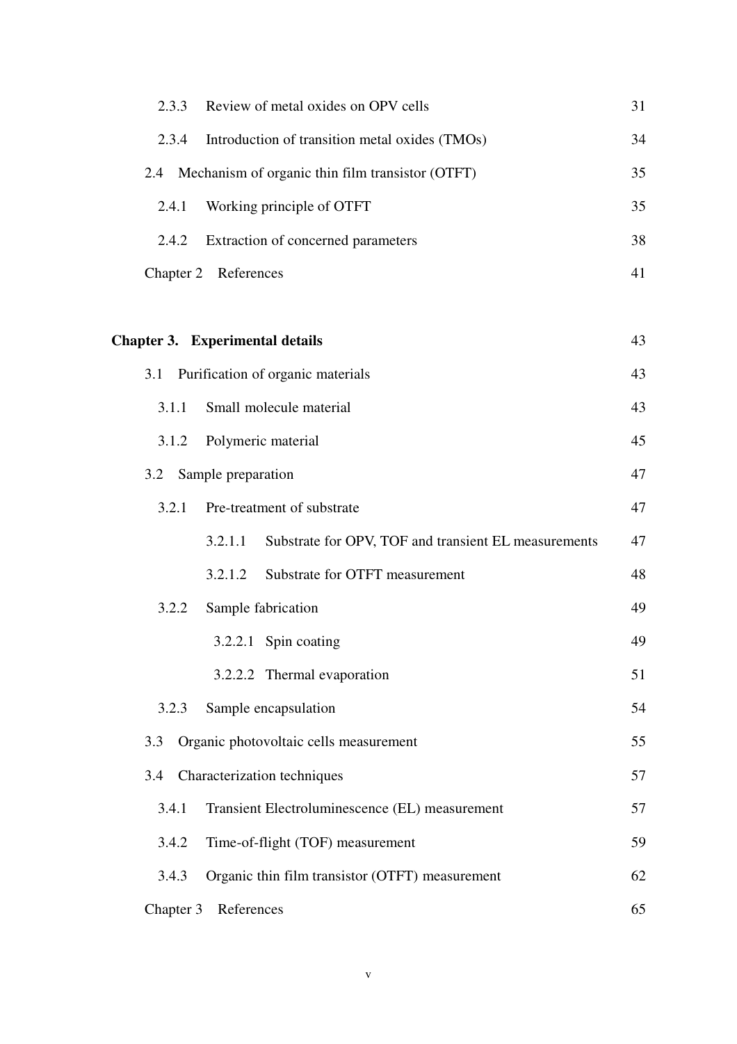2.3.3 Review of metal oxides on OPV cells 31

2.3.4 Introduction of transition metal oxides (TMOs) 34

2.4 Mechanism of organic thin film transistor (OTFT) 35

2.4.1 Working principle of OTFT 35

2.4.2 Extraction of concerned parameters 38

Chapter 2 References 41

**Chapter 3. Experimental details** 43

3.1 Purification of organic materials 43

3.1.1 Small molecule material 43

3.1.2 Polymeric material 45

3.2 Sample preparation 47

3.2.1 Pre-treatment of substrate 47

3.2.1.1 Substrate for OPV, TOF and transient EL measurements 47

3.2.1.2 Substrate for OTFT measurement 48

3.2.2 Sample fabrication 49

3.2.2.1 Spin coating 49

3.2.2.2 Thermal evaporation 51

3.2.3 Sample encapsulation 54

3.3 Organic photovoltaic cells measurement 55

3.4 Characterization techniques 57

3.4.1 Transient Electroluminescence (EL) measurement 57

3.4.2 Time-of-flight (TOF) measurement 59

3.4.3 Organic thin film transistor (OTFT) measurement 62

Chapter 3 References 65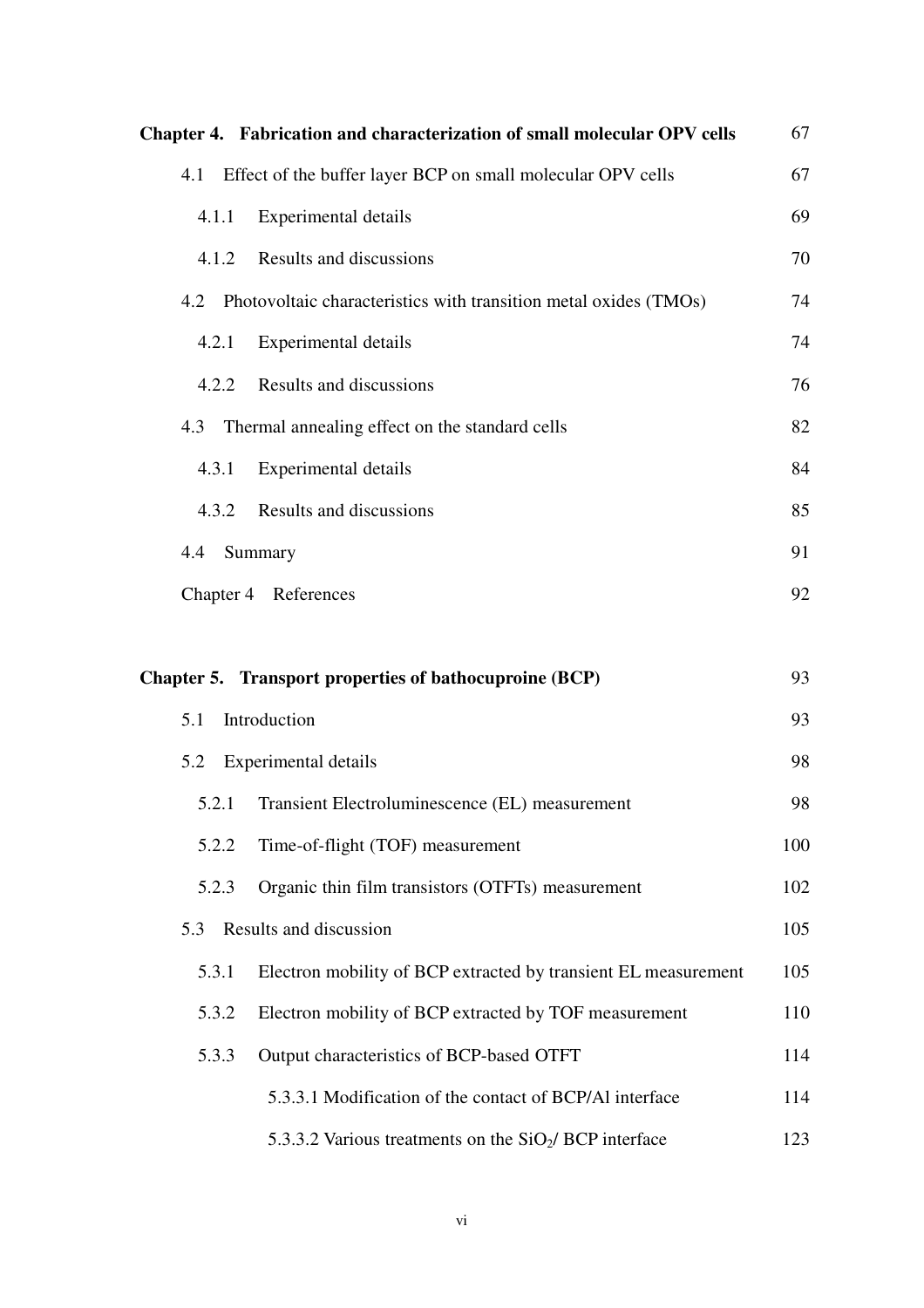| | |
|---|---|
| **Chapter 4. Fabrication and characterization of small molecular OPV cells** | 67 |
| 4.1 Effect of the buffer layer BCP on small molecular OPV cells | 67 |
| 4.1.1 Experimental details | 69 |
| 4.1.2 Results and discussions | 70 |
| 4.2 Photovoltaic characteristics with transition metal oxides (TMOs) | 74 |
| 4.2.1 Experimental details | 74 |
| 4.2.2 Results and discussions | 76 |
| 4.3 Thermal annealing effect on the standard cells | 82 |
| 4.3.1 Experimental details | 84 |
| 4.3.2 Results and discussions | 85 |
| 4.4 Summary | 91 |
| Chapter 4 References | 92 |
| | |
| **Chapter 5. Transport properties of bathocuproine (BCP)** | 93 |
| 5.1 Introduction | 93 |
| 5.2 Experimental details | 98 |
| 5.2.1 Transient Electroluminescence (EL) measurement | 98 |
| 5.2.2 Time-of-flight (TOF) measurement | 100 |
| 5.2.3 Organic thin film transistors (OTFTs) measurement | 102 |
| 5.3 Results and discussion | 105 |
| 5.3.1 Electron mobility of BCP extracted by transient EL measurement | 105 |
| 5.3.2 Electron mobility of BCP extracted by TOF measurement | 110 |
| 5.3.3 Output characteristics of BCP-based OTFT | 114 |
| 5.3.3.1 Modification of the contact of BCP/Al interface | 114 |
| 5.3.3.2 Various treatments on the $SiO_2$/ BCP interface | 123 |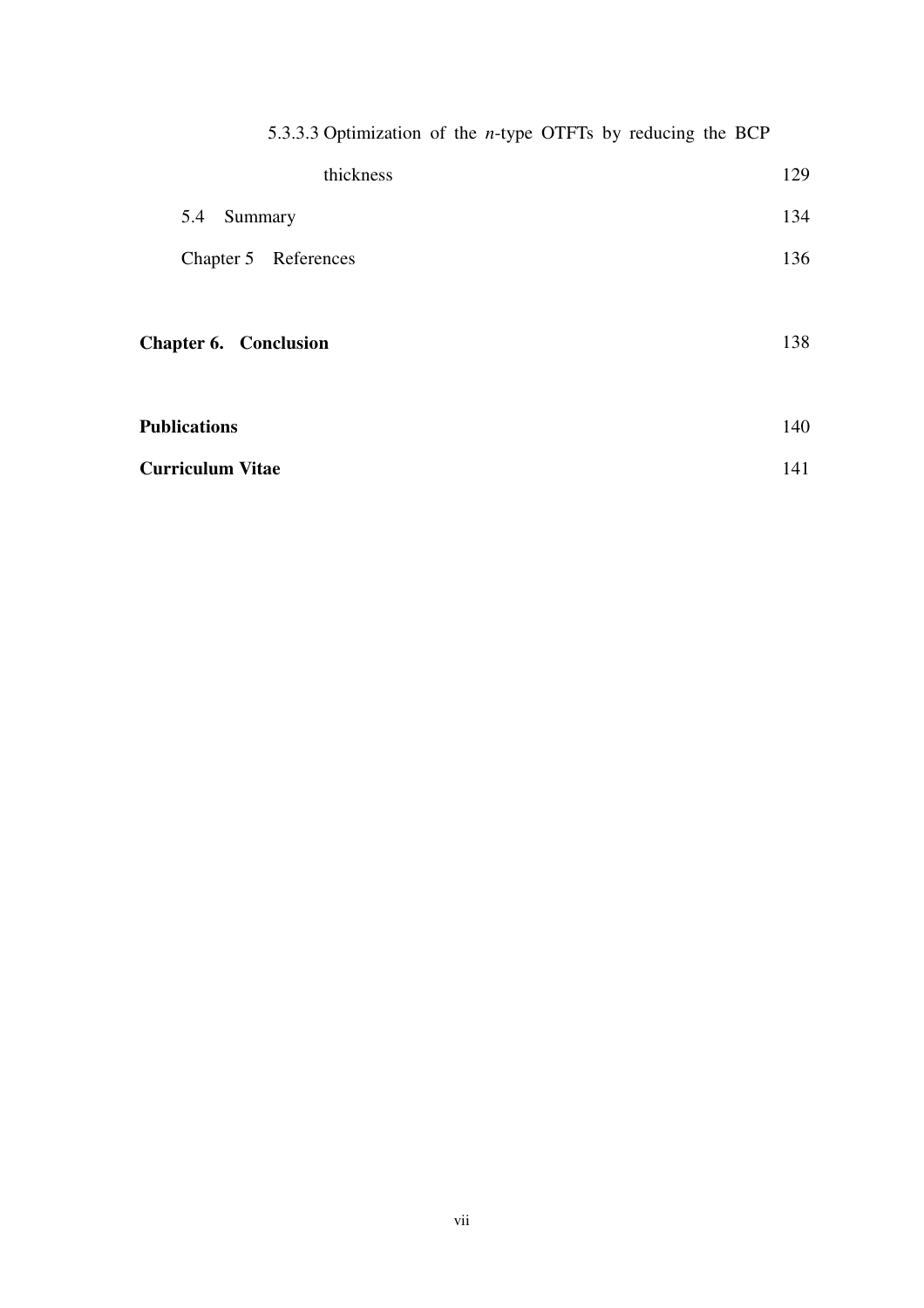5.3.3.3 Optimization of the *n*-type OTFTs by reducing the BCP thickness 129

5.4 Summary 134

Chapter 5 References 136

**Chapter 6. Conclusion** 138

**Publications** 140

**Curriculum Vitae** 141